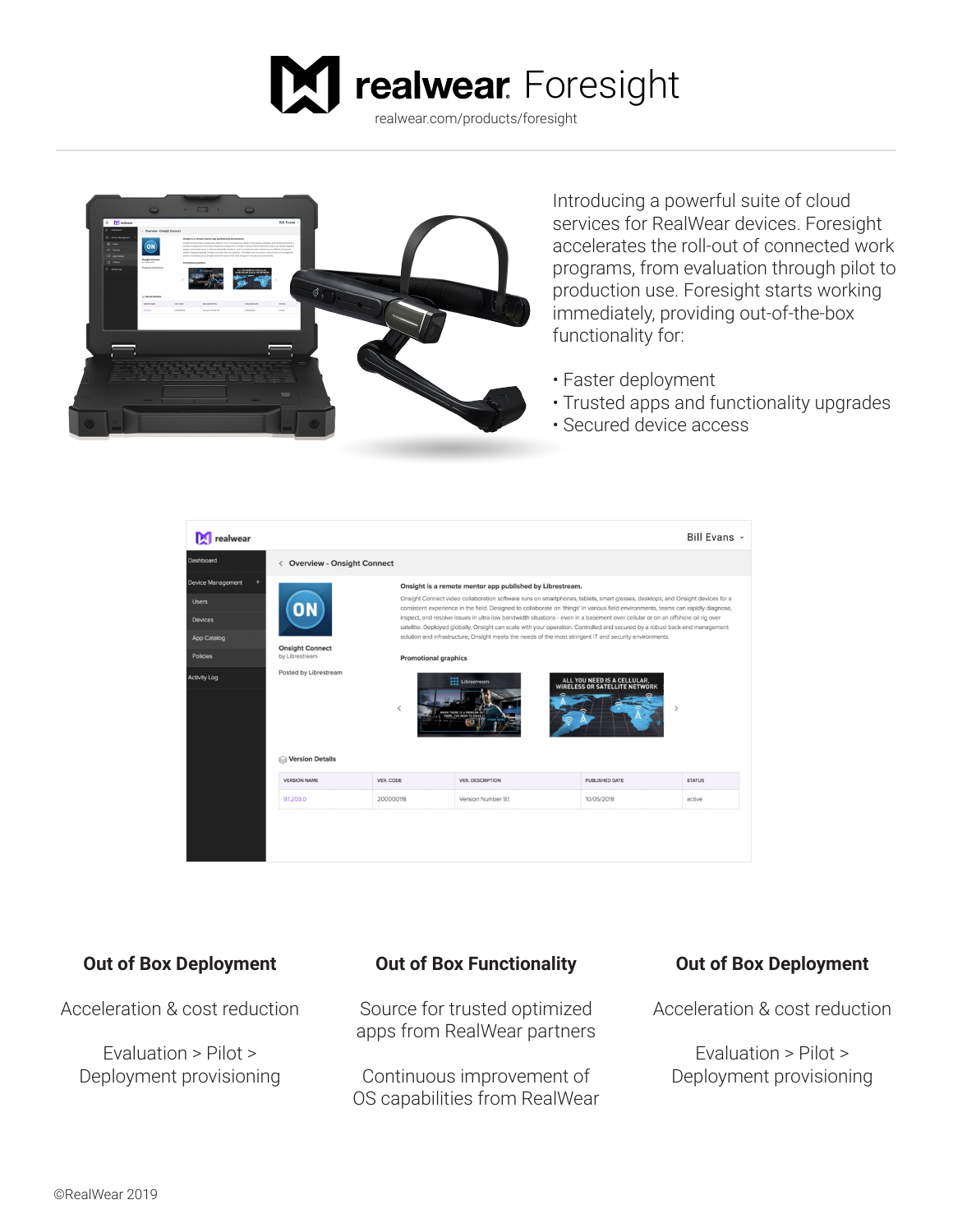# realwear Foresight

realwear.com/products/foresight

Introducing a powerful suite of cloud services for RealWear devices. Foresight accelerates the roll-out of connected work programs, from evaluation through pilot to production use. Foresight starts working immediately, providing out-of-the-box functionality for:

- Faster deployment
- Trusted apps and functionality upgrades
- Secured device access

### Out of Box Deployment

Acceleration & cost reduction

Evaluation > Pilot > Deployment provisioning

### Out of Box Functionality

Source for trusted optimized apps from RealWear partners

Continuous improvement of OS capabilities from RealWear

### Out of Box Deployment

Acceleration & cost reduction

Evaluation > Pilot > Deployment provisioning

©RealWear 2019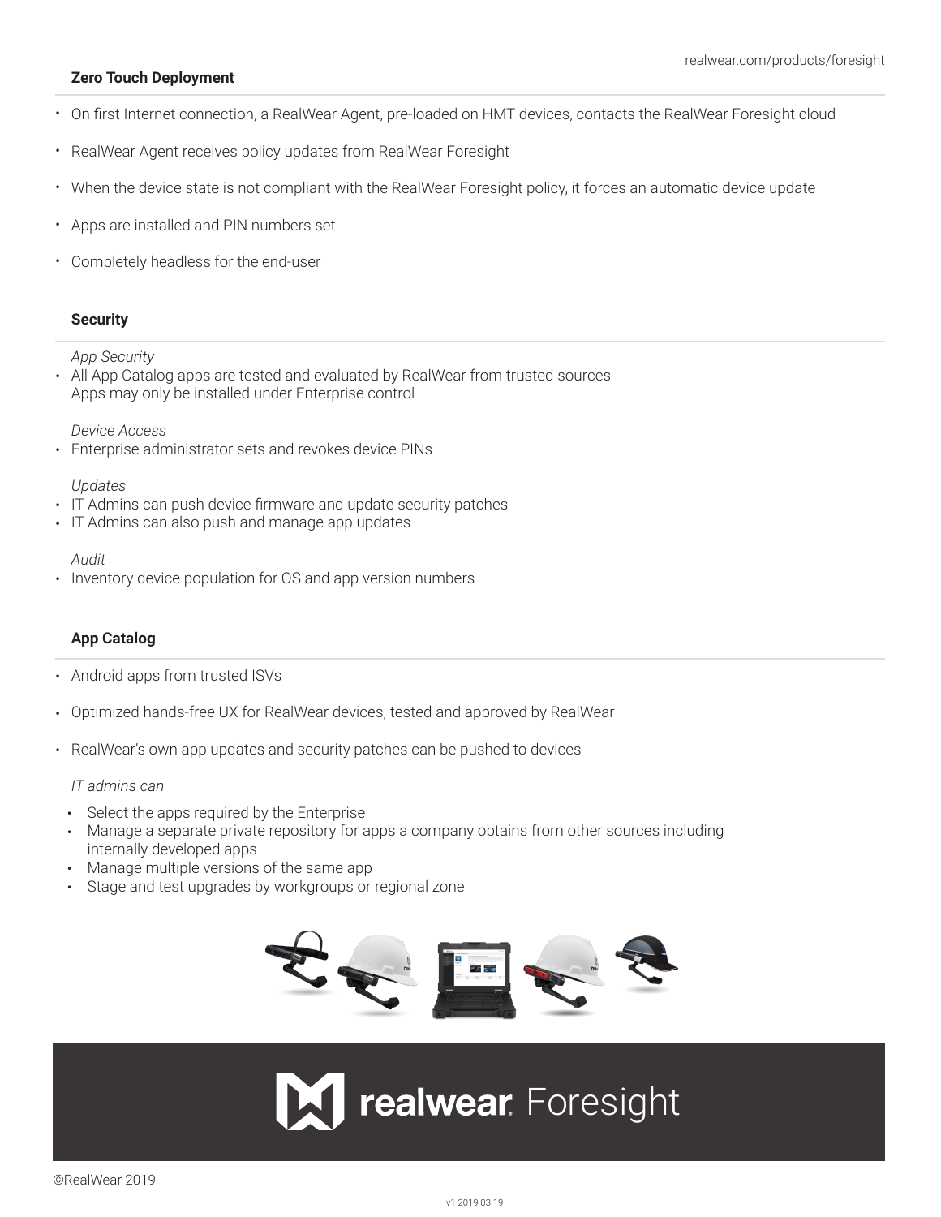## Zero Touch Deployment

- On first Internet connection, a RealWear Agent, pre-loaded on HMT devices, contacts the RealWear Foresight cloud
- RealWear Agent receives policy updates from RealWear Foresight
- When the device state is not compliant with the RealWear Foresight policy, it forces an automatic device update
- Apps are installed and PIN numbers set
- Completely headless for the end-user

## Security

*App Security*

- All App Catalog apps are tested and evaluated by RealWear from trusted sources
  Apps may only be installed under Enterprise control

*Device Access*

- Enterprise administrator sets and revokes device PINs

*Updates*

- IT Admins can push device firmware and update security patches
- IT Admins can also push and manage app updates

*Audit*

- Inventory device population for OS and app version numbers

## App Catalog

- Android apps from trusted ISVs
- Optimized hands-free UX for RealWear devices, tested and approved by RealWear
- RealWear's own app updates and security patches can be pushed to devices

*IT admins can*

- Select the apps required by the Enterprise
- Manage a separate private repository for apps a company obtains from other sources including internally developed apps
- Manage multiple versions of the same app
- Stage and test upgrades by workgroups or regional zone

realwear. Foresight

©RealWear 2019

v1 2019 03 19